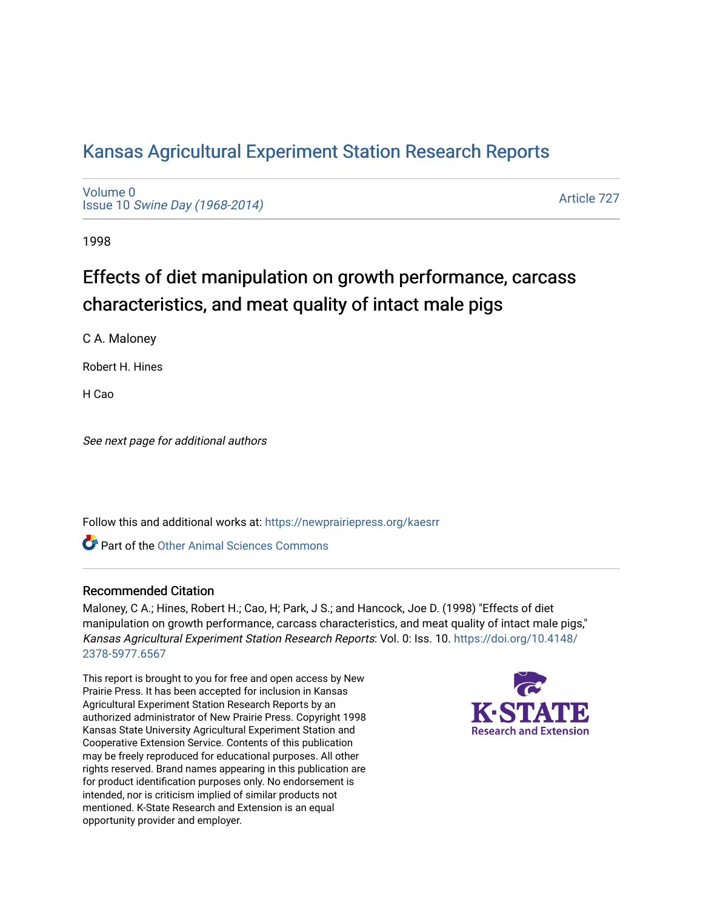# Kansas Agricultural Experiment Station Research Reports

Volume 0
Issue 10 *Swine Day (1968-2014)*

Article 727

1998

## Effects of diet manipulation on growth performance, carcass characteristics, and meat quality of intact male pigs

C A. Maloney

Robert H. Hines

H Cao

*See next page for additional authors*

Follow this and additional works at: https://newprairiepress.org/kaesrr

Part of the Other Animal Sciences Commons

### Recommended Citation

Maloney, C A.; Hines, Robert H.; Cao, H; Park, J S.; and Hancock, Joe D. (1998) "Effects of diet manipulation on growth performance, carcass characteristics, and meat quality of intact male pigs," *Kansas Agricultural Experiment Station Research Reports*: Vol. 0: Iss. 10. https://doi.org/10.4148/2378-5977.6567

This report is brought to you for free and open access by New Prairie Press. It has been accepted for inclusion in Kansas Agricultural Experiment Station Research Reports by an authorized administrator of New Prairie Press. Copyright 1998 Kansas State University Agricultural Experiment Station and Cooperative Extension Service. Contents of this publication may be freely reproduced for educational purposes. All other rights reserved. Brand names appearing in this publication are for product identification purposes only. No endorsement is intended, nor is criticism implied of similar products not mentioned. K-State Research and Extension is an equal opportunity provider and employer.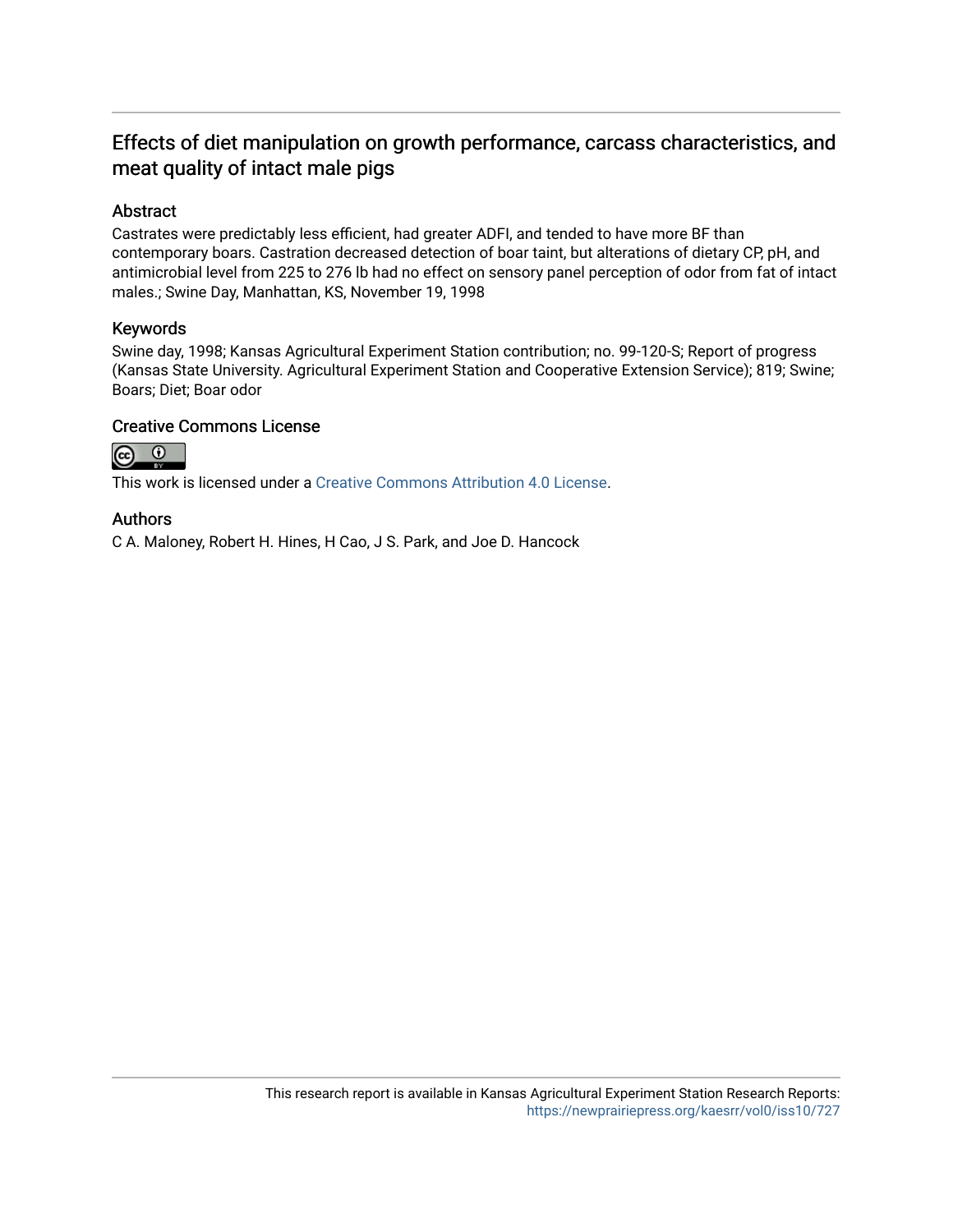# Effects of diet manipulation on growth performance, carcass characteristics, and meat quality of intact male pigs

## Abstract

Castrates were predictably less efficient, had greater ADFI, and tended to have more BF than contemporary boars. Castration decreased detection of boar taint, but alterations of dietary CP, pH, and antimicrobial level from 225 to 276 lb had no effect on sensory panel perception of odor from fat of intact males.; Swine Day, Manhattan, KS, November 19, 1998

## Keywords

Swine day, 1998; Kansas Agricultural Experiment Station contribution; no. 99-120-S; Report of progress (Kansas State University. Agricultural Experiment Station and Cooperative Extension Service); 819; Swine; Boars; Diet; Boar odor

## Creative Commons License

This work is licensed under a Creative Commons Attribution 4.0 License.

## Authors

C A. Maloney, Robert H. Hines, H Cao, J S. Park, and Joe D. Hancock

This research report is available in Kansas Agricultural Experiment Station Research Reports: https://newprairiepress.org/kaesrr/vol0/iss10/727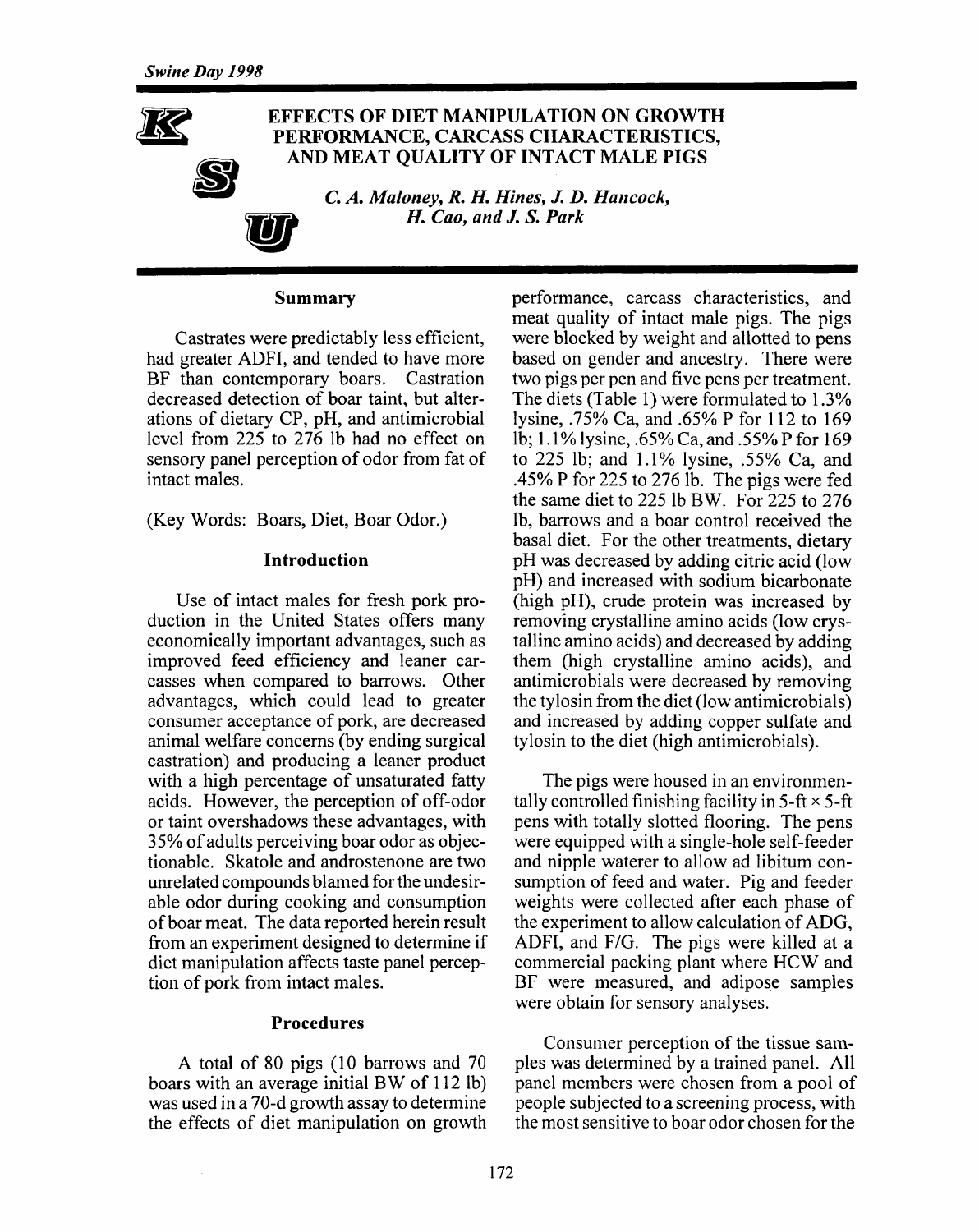# EFFECTS OF DIET MANIPULATION ON GROWTH PERFORMANCE, CARCASS CHARACTERISTICS, AND MEAT QUALITY OF INTACT MALE PIGS

*C. A. Maloney, R. H. Hines, J. D. Hancock, H. Cao, and J. S. Park*

## Summary

Castrates were predictably less efficient, had greater ADFI, and tended to have more BF than contemporary boars. Castration decreased detection of boar taint, but alterations of dietary CP, pH, and antimicrobial level from 225 to 276 lb had no effect on sensory panel perception of odor from fat of intact males.

(Key Words: Boars, Diet, Boar Odor.)

## Introduction

Use of intact males for fresh pork production in the United States offers many economically important advantages, such as improved feed efficiency and leaner carcasses when compared to barrows. Other advantages, which could lead to greater consumer acceptance of pork, are decreased animal welfare concerns (by ending surgical castration) and producing a leaner product with a high percentage of unsaturated fatty acids. However, the perception of off-odor or taint overshadows these advantages, with 35% of adults perceiving boar odor as objectionable. Skatole and androstenone are two unrelated compounds blamed for the undesirable odor during cooking and consumption of boar meat. The data reported herein result from an experiment designed to determine if diet manipulation affects taste panel perception of pork from intact males.

## Procedures

A total of 80 pigs (10 barrows and 70 boars with an average initial BW of 112 lb) was used in a 70-d growth assay to determine the effects of diet manipulation on growth performance, carcass characteristics, and meat quality of intact male pigs. The pigs were blocked by weight and allotted to pens based on gender and ancestry. There were two pigs per pen and five pens per treatment. The diets (Table 1) were formulated to 1.3% lysine, .75% Ca, and .65% P for 112 to 169 lb; 1.1% lysine, .65% Ca, and .55% P for 169 to 225 lb; and 1.1% lysine, .55% Ca, and .45% P for 225 to 276 lb. The pigs were fed the same diet to 225 lb BW. For 225 to 276 lb, barrows and a boar control received the basal diet. For the other treatments, dietary pH was decreased by adding citric acid (low pH) and increased with sodium bicarbonate (high pH), crude protein was increased by removing crystalline amino acids (low crystalline amino acids) and decreased by adding them (high crystalline amino acids), and antimicrobials were decreased by removing the tylosin from the diet (low antimicrobials) and increased by adding copper sulfate and tylosin to the diet (high antimicrobials).

The pigs were housed in an environmentally controlled finishing facility in 5-ft × 5-ft pens with totally slotted flooring. The pens were equipped with a single-hole self-feeder and nipple waterer to allow ad libitum consumption of feed and water. Pig and feeder weights were collected after each phase of the experiment to allow calculation of ADG, ADFI, and F/G. The pigs were killed at a commercial packing plant where HCW and BF were measured, and adipose samples were obtain for sensory analyses.

Consumer perception of the tissue samples was determined by a trained panel. All panel members were chosen from a pool of people subjected to a screening process, with the most sensitive to boar odor chosen for the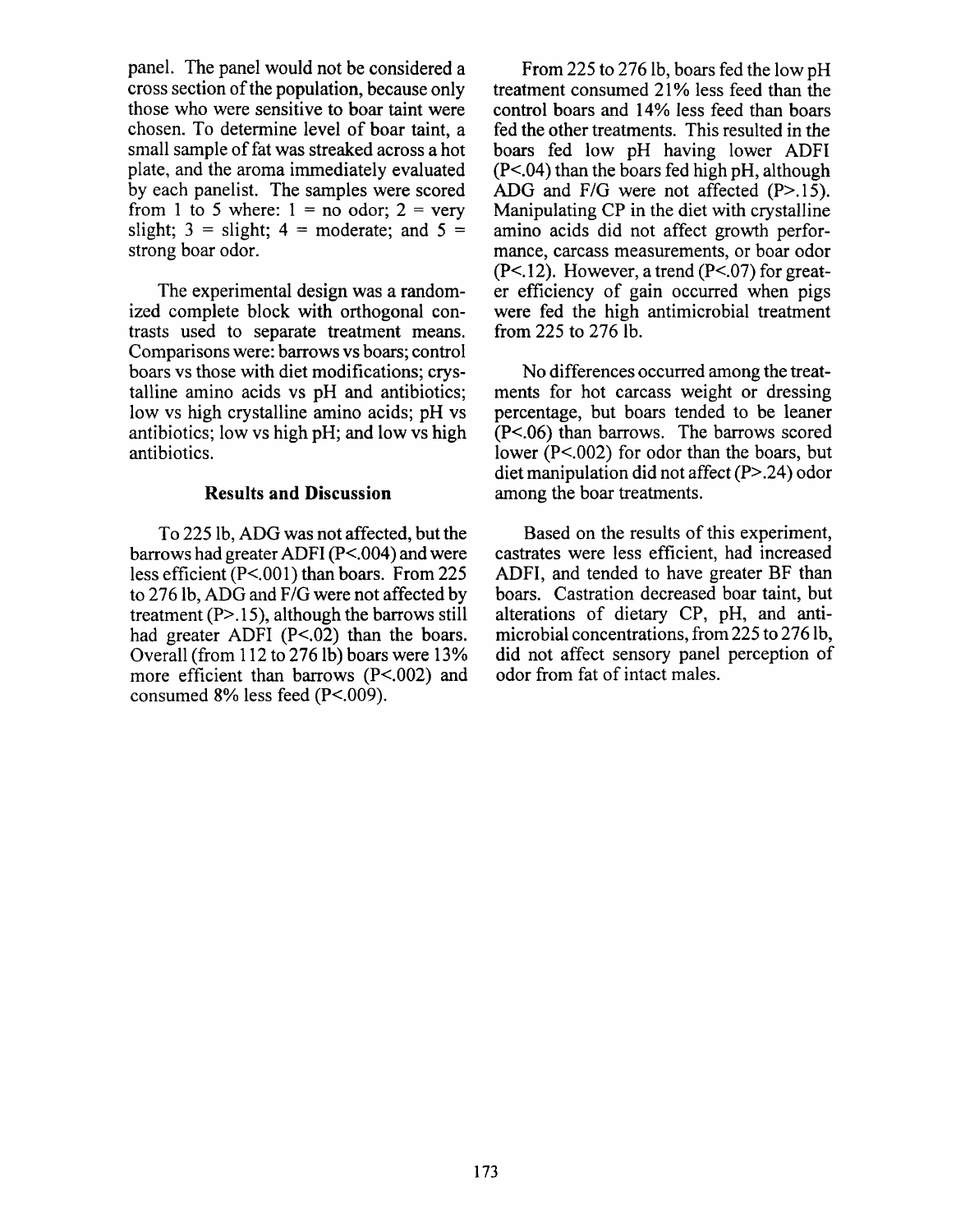panel. The panel would not be considered a cross section of the population, because only those who were sensitive to boar taint were chosen. To determine level of boar taint, a small sample of fat was streaked across a hot plate, and the aroma immediately evaluated by each panelist. The samples were scored from 1 to 5 where: 1 = no odor; 2 = very slight; 3 = slight; 4 = moderate; and 5 = strong boar odor.

The experimental design was a randomized complete block with orthogonal contrasts used to separate treatment means. Comparisons were: barrows vs boars; control boars vs those with diet modifications; crystalline amino acids vs pH and antibiotics; low vs high crystalline amino acids; pH vs antibiotics; low vs high pH; and low vs high antibiotics.

## Results and Discussion

To 225 lb, ADG was not affected, but the barrows had greater ADFI ($P<.004$) and were less efficient ($P<.001$) than boars. From 225 to 276 lb, ADG and F/G were not affected by treatment ($P>.15$), although the barrows still had greater ADFI ($P<.02$) than the boars. Overall (from 112 to 276 lb) boars were 13% more efficient than barrows ($P<.002$) and consumed 8% less feed ($P<.009$).

From 225 to 276 lb, boars fed the low pH treatment consumed 21% less feed than the control boars and 14% less feed than boars fed the other treatments. This resulted in the boars fed low pH having lower ADFI ($P<.04$) than the boars fed high pH, although ADG and F/G were not affected ($P>.15$). Manipulating CP in the diet with crystalline amino acids did not affect growth performance, carcass measurements, or boar odor ($P<.12$). However, a trend ($P<.07$) for greater efficiency of gain occurred when pigs were fed the high antimicrobial treatment from 225 to 276 lb.

No differences occurred among the treatments for hot carcass weight or dressing percentage, but boars tended to be leaner ($P<.06$) than barrows. The barrows scored lower ($P<.002$) for odor than the boars, but diet manipulation did not affect ($P>.24$) odor among the boar treatments.

Based on the results of this experiment, castrates were less efficient, had increased ADFI, and tended to have greater BF than boars. Castration decreased boar taint, but alterations of dietary CP, pH, and antimicrobial concentrations, from 225 to 276 lb, did not affect sensory panel perception of odor from fat of intact males.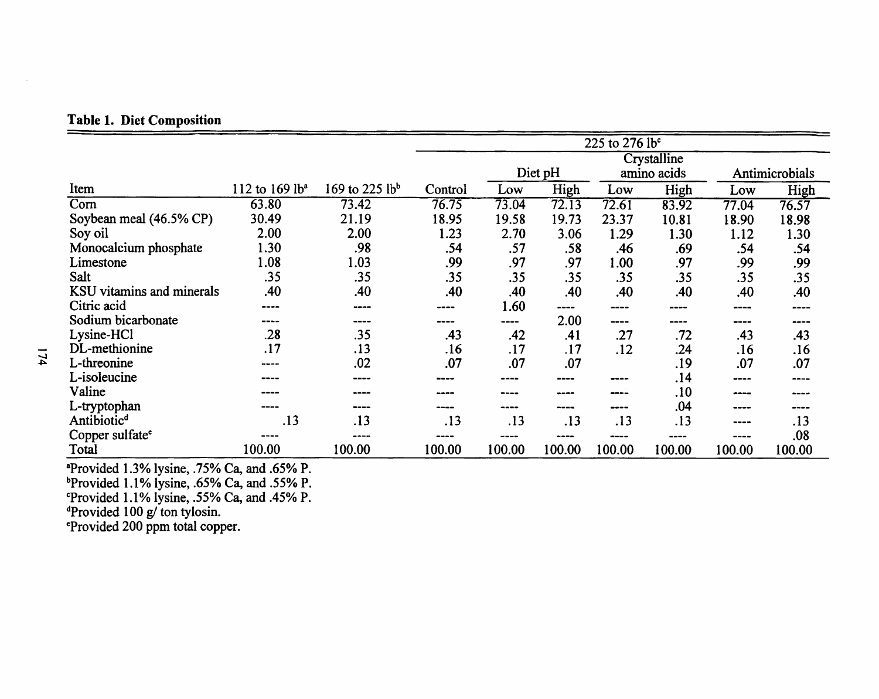**Table 1. Diet Composition**

| Item | 112 to 169 lb[a] | 169 to 225 lb[b] | 225 to 276 lb[c] | | | | | | | |
|---|---|---|---|---|---|---|---|---|---|---|
| | | | | Diet pH | | Crystalline amino acids | | Antimicrobials | |
| | | | Control | Low | High | Low | High | Low | High |
| Corn | 63.80 | 73.42 | 76.75 | 73.04 | 72.13 | 72.61 | 83.92 | 77.04 | 76.57 |
| Soybean meal (46.5% CP) | 30.49 | 21.19 | 18.95 | 19.58 | 19.73 | 23.37 | 10.81 | 18.90 | 18.98 |
| Soy oil | 2.00 | 2.00 | 1.23 | 2.70 | 3.06 | 1.29 | 1.30 | 1.12 | 1.30 |
| Monocalcium phosphate | 1.30 | .98 | .54 | .57 | .58 | .46 | .69 | .54 | .54 |
| Limestone | 1.08 | 1.03 | .99 | .97 | .97 | 1.00 | .97 | .99 | .99 |
| Salt | .35 | .35 | .35 | .35 | .35 | .35 | .35 | .35 | .35 |
| KSU vitamins and minerals | .40 | .40 | .40 | .40 | .40 | .40 | .40 | .40 | .40 |
| Citric acid | ---- | ---- | ---- | 1.60 | ---- | ---- | ---- | ---- | ---- |
| Sodium bicarbonate | ---- | ---- | ---- | ---- | 2.00 | ---- | ---- | ---- | ---- |
| Lysine-HCl | .28 | .35 | .43 | .42 | .41 | .27 | .72 | .43 | .43 |
| DL-methionine | .17 | .13 | .16 | .17 | .17 | .12 | .24 | .16 | .16 |
| L-threonine | ---- | .02 | .07 | .07 | .07 | | .19 | .07 | .07 |
| L-isoleucine | ---- | ---- | ---- | ---- | ---- | ---- | .14 | ---- | ---- |
| Valine | ---- | ---- | ---- | ---- | ---- | ---- | .10 | ---- | ---- |
| L-tryptophan | ---- | ---- | ---- | ---- | ---- | ---- | .04 | ---- | ---- |
| Antibiotic[d] | .13 | .13 | .13 | .13 | .13 | .13 | .13 | ---- | .13 |
| Copper sulfate[e] | ---- | ---- | ---- | ---- | ---- | ---- | ---- | ---- | .08 |
| Total | 100.00 | 100.00 | 100.00 | 100.00 | 100.00 | 100.00 | 100.00 | 100.00 | 100.00 |

[a]Provided 1.3% lysine, .75% Ca, and .65% P.
[b]Provided 1.1% lysine, .65% Ca, and .55% P.
[c]Provided 1.1% lysine, .55% Ca, and .45% P.
[d]Provided 100 g/ ton tylosin.
[e]Provided 200 ppm total copper.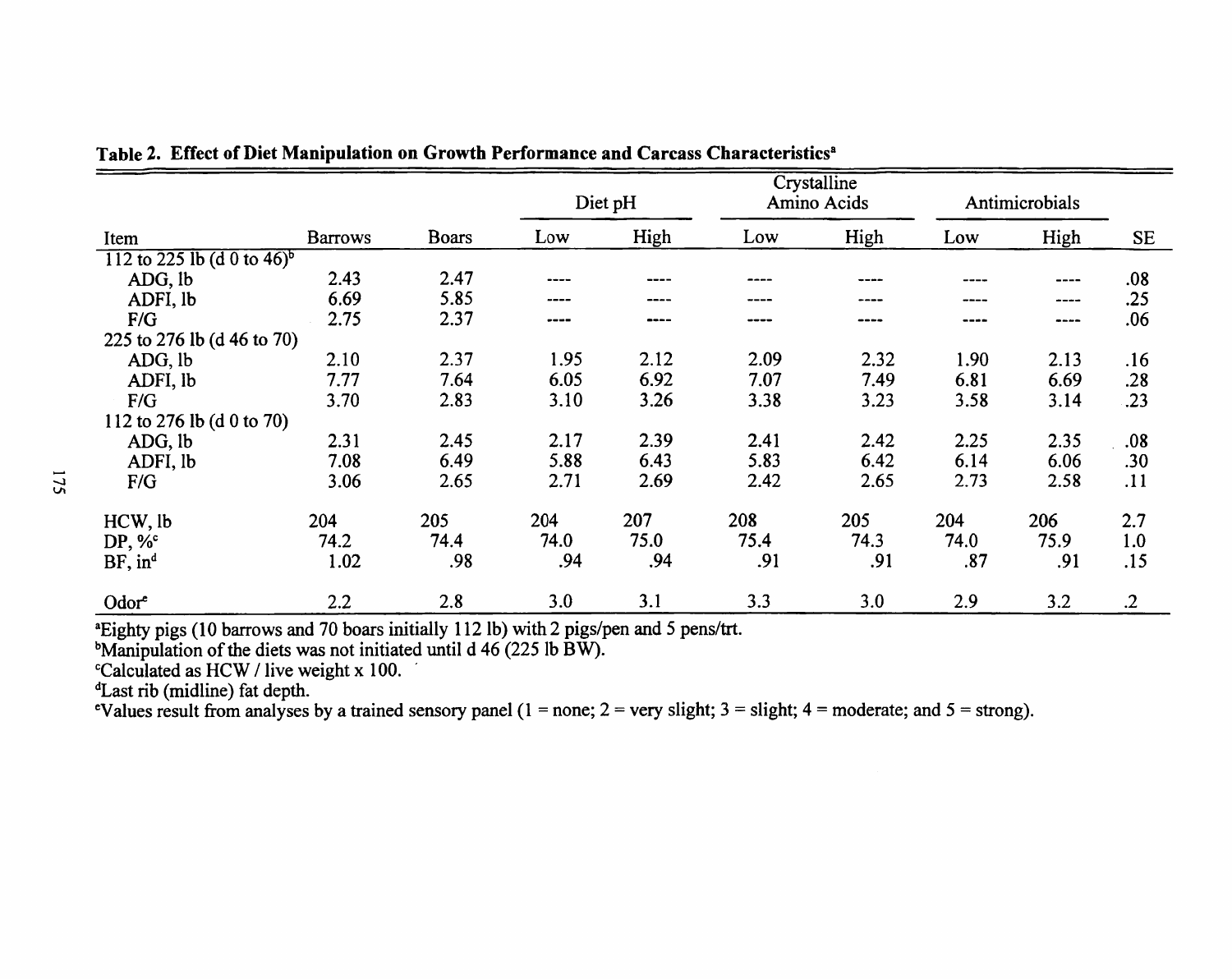**Table 2. Effect of Diet Manipulation on Growth Performance and Carcass Characteristics[a]**

| | | | Diet pH | | Crystalline Amino Acids | | Antimicrobials | | |
|---|---|---|---|---|---|---|---|---|---|
| Item | Barrows | Boars | Low | High | Low | High | Low | High | SE |
| 112 to 225 lb (d 0 to 46)[b] | | | | | | | | | |
| ADG, lb | 2.43 | 2.47 | ---- | ---- | ---- | ---- | ---- | ---- | .08 |
| ADFI, lb | 6.69 | 5.85 | ---- | ---- | ---- | ---- | ---- | ---- | .25 |
| F/G | 2.75 | 2.37 | ---- | ---- | ---- | ---- | ---- | ---- | .06 |
| 225 to 276 lb (d 46 to 70) | | | | | | | | | |
| ADG, lb | 2.10 | 2.37 | 1.95 | 2.12 | 2.09 | 2.32 | 1.90 | 2.13 | .16 |
| ADFI, lb | 7.77 | 7.64 | 6.05 | 6.92 | 7.07 | 7.49 | 6.81 | 6.69 | .28 |
| F/G | 3.70 | 2.83 | 3.10 | 3.26 | 3.38 | 3.23 | 3.58 | 3.14 | .23 |
| 112 to 276 lb (d 0 to 70) | | | | | | | | | |
| ADG, lb | 2.31 | 2.45 | 2.17 | 2.39 | 2.41 | 2.42 | 2.25 | 2.35 | .08 |
| ADFI, lb | 7.08 | 6.49 | 5.88 | 6.43 | 5.83 | 6.42 | 6.14 | 6.06 | .30 |
| F/G | 3.06 | 2.65 | 2.71 | 2.69 | 2.42 | 2.65 | 2.73 | 2.58 | .11 |
| HCW, lb | 204 | 205 | 204 | 207 | 208 | 205 | 204 | 206 | 2.7 |
| DP, %[c] | 74.2 | 74.4 | 74.0 | 75.0 | 75.4 | 74.3 | 74.0 | 75.9 | 1.0 |
| BF, in[d] | 1.02 | .98 | .94 | .94 | .91 | .91 | .87 | .91 | .15 |
| Odor[e] | 2.2 | 2.8 | 3.0 | 3.1 | 3.3 | 3.0 | 2.9 | 3.2 | .2 |

[a]Eighty pigs (10 barrows and 70 boars initially 112 lb) with 2 pigs/pen and 5 pens/trt.

[b]Manipulation of the diets was not initiated until d 46 (225 lb BW).

[c]Calculated as HCW / live weight x 100.

[d]Last rib (midline) fat depth.

[e]Values result from analyses by a trained sensory panel (1 = none; 2 = very slight; 3 = slight; 4 = moderate; and 5 = strong).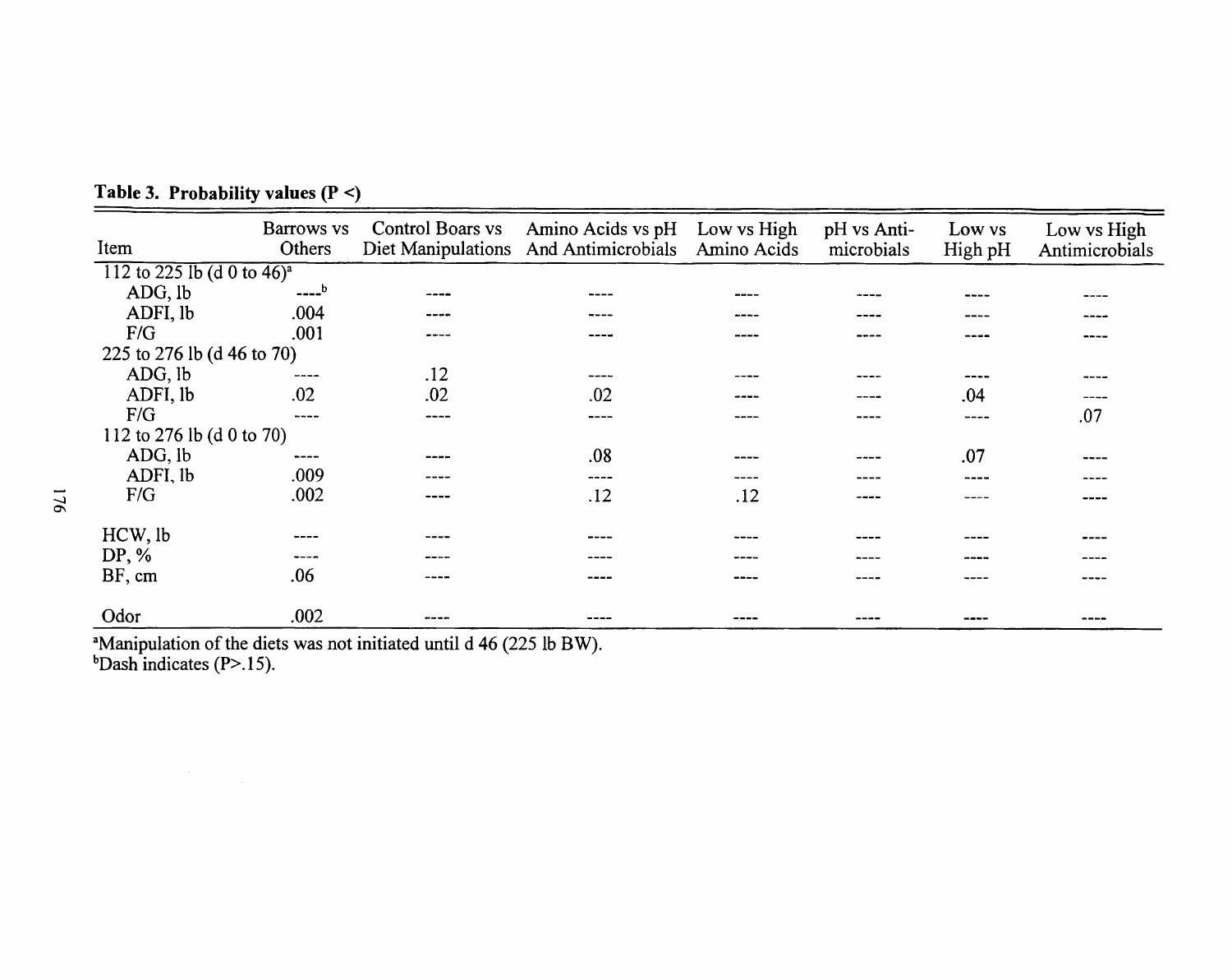**Table 3. Probability values (P <)**

| Item | Barrows vs Others | Control Boars vs Diet Manipulations | Amino Acids vs pH And Antimicrobials | Low vs High Amino Acids | pH vs Anti-microbials | Low vs High pH | Low vs High Antimicrobials |
|---|---|---|---|---|---|---|---|
| 112 to 225 lb (d 0 to 46)[a] | | | | | | | |
| ADG, lb | ----[b] | ---- | ---- | ---- | ---- | ---- | ---- |
| ADFI, lb | .004 | ---- | ---- | ---- | ---- | ---- | ---- |
| F/G | .001 | ---- | ---- | ---- | ---- | ---- | ---- |
| 225 to 276 lb (d 46 to 70) | | | | | | | |
| ADG, lb | ---- | .12 | ---- | ---- | ---- | ---- | ---- |
| ADFI, lb | .02 | .02 | .02 | ---- | ---- | .04 | ---- |
| F/G | ---- | ---- | ---- | ---- | ---- | ---- | .07 |
| 112 to 276 lb (d 0 to 70) | | | | | | | |
| ADG, lb | ---- | ---- | .08 | ---- | ---- | .07 | ---- |
| ADFI, lb | .009 | ---- | ---- | ---- | ---- | ---- | ---- |
| F/G | .002 | ---- | .12 | .12 | ---- | ---- | ---- |
| HCW, lb | ---- | ---- | ---- | ---- | ---- | ---- | ---- |
| DP, % | ---- | ---- | ---- | ---- | ---- | ---- | ---- |
| BF, cm | .06 | ---- | ---- | ---- | ---- | ---- | ---- |
| Odor | .002 | ---- | ---- | ---- | ---- | ---- | ---- |

[a]Manipulation of the diets was not initiated until d 46 (225 lb BW).
[b]Dash indicates (P>.15).